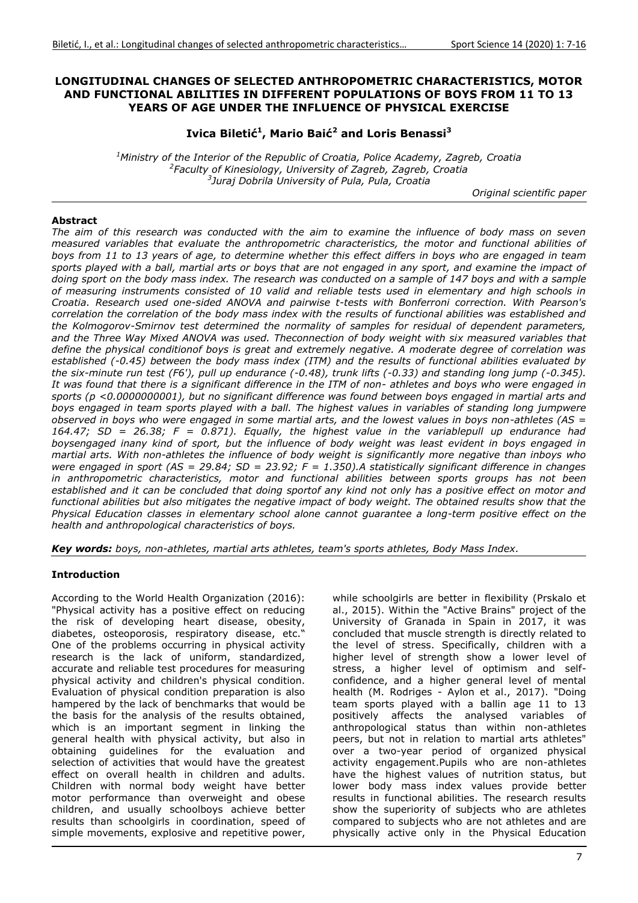# LONGITUDINAL CHANGES OF SELECTED ANTHROPOMETRIC CHARACTERISTICS, MOTOR AND FUNCTIONAL ABILITIES IN DIFFERENT POPULATIONS OF BOYS FROM 11 TO 13 YEARS OF AGE UNDER THE INFLUENCE OF PHYSICAL EXERCISE

**Ivica Biletić[1], Mario Baić[2] and Loris Benassi[3]**

*[1]Ministry of the Interior of the Republic of Croatia, Police Academy, Zagreb, Croatia*
*[2]Faculty of Kinesiology, University of Zagreb, Zagreb, Croatia*
*[3]Juraj Dobrila University of Pula, Pula, Croatia*

*Original scientific paper*

## Abstract

*The aim of this research was conducted with the aim to examine the influence of body mass on seven measured variables that evaluate the anthropometric characteristics, the motor and functional abilities of boys from 11 to 13 years of age, to determine whether this effect differs in boys who are engaged in team sports played with a ball, martial arts or boys that are not engaged in any sport, and examine the impact of doing sport on the body mass index. The research was conducted on a sample of 147 boys and with a sample of measuring instruments consisted of 10 valid and reliable tests used in elementary and high schools in Croatia. Research used one-sided ANOVA and pairwise t-tests with Bonferroni correction. With Pearson's correlation the correlation of the body mass index with the results of functional abilities was established and the Kolmogorov-Smirnov test determined the normality of samples for residual of dependent parameters, and the Three Way Mixed ANOVA was used. Theconnection of body weight with six measured variables that define the physical conditionof boys is great and extremely negative. A moderate degree of correlation was established (-0.45) between the body mass index (ITM) and the results of functional abilities evaluated by the six-minute run test (F6'), pull up endurance (-0.48), trunk lifts (-0.33) and standing long jump (-0.345). It was found that there is a significant difference in the ITM of non- athletes and boys who were engaged in sports (p <0.0000000001), but no significant difference was found between boys engaged in martial arts and boys engaged in team sports played with a ball. The highest values in variables of standing long jumpwere observed in boys who were engaged in some martial arts, and the lowest values in boys non-athletes (AS = 164.47; SD = 26.38; F = 0.871). Equally, the highest value in the variablepull up endurance had boysengaged inany kind of sport, but the influence of body weight was least evident in boys engaged in martial arts. With non-athletes the influence of body weight is significantly more negative than inboys who were engaged in sport (AS = 29.84; SD = 23.92; F = 1.350).A statistically significant difference in changes in anthropometric characteristics, motor and functional abilities between sports groups has not been established and it can be concluded that doing sportof any kind not only has a positive effect on motor and functional abilities but also mitigates the negative impact of body weight. The obtained results show that the Physical Education classes in elementary school alone cannot guarantee a long-term positive effect on the health and anthropological characteristics of boys.*

***Key words:** boys, non-athletes, martial arts athletes, team's sports athletes, Body Mass Index.*

## Introduction

According to the World Health Organization (2016): "Physical activity has a positive effect on reducing the risk of developing heart disease, obesity, diabetes, osteoporosis, respiratory disease, etc." One of the problems occurring in physical activity research is the lack of uniform, standardized, accurate and reliable test procedures for measuring physical activity and children's physical condition. Evaluation of physical condition preparation is also hampered by the lack of benchmarks that would be the basis for the analysis of the results obtained, which is an important segment in linking the general health with physical activity, but also in obtaining guidelines for the evaluation and selection of activities that would have the greatest effect on overall health in children and adults. Children with normal body weight have better motor performance than overweight and obese children, and usually schoolboys achieve better results than schoolgirls in coordination, speed of simple movements, explosive and repetitive power, while schoolgirls are better in flexibility (Prskalo et al., 2015). Within the "Active Brains" project of the University of Granada in Spain in 2017, it was concluded that muscle strength is directly related to the level of stress. Specifically, children with a higher level of strength show a lower level of stress, a higher level of optimism and self-confidence, and a higher general level of mental health (M. Rodriges - Aylon et al., 2017). "Doing team sports played with a ballin age 11 to 13 positively affects the analysed variables of anthropological status than within non-athletes peers, but not in relation to martial arts athletes" over a two-year period of organized physical activity engagement.Pupils who are non-athletes have the highest values of nutrition status, but lower body mass index values provide better results in functional abilities. The research results show the superiority of subjects who are athletes compared to subjects who are not athletes and are physically active only in the Physical Education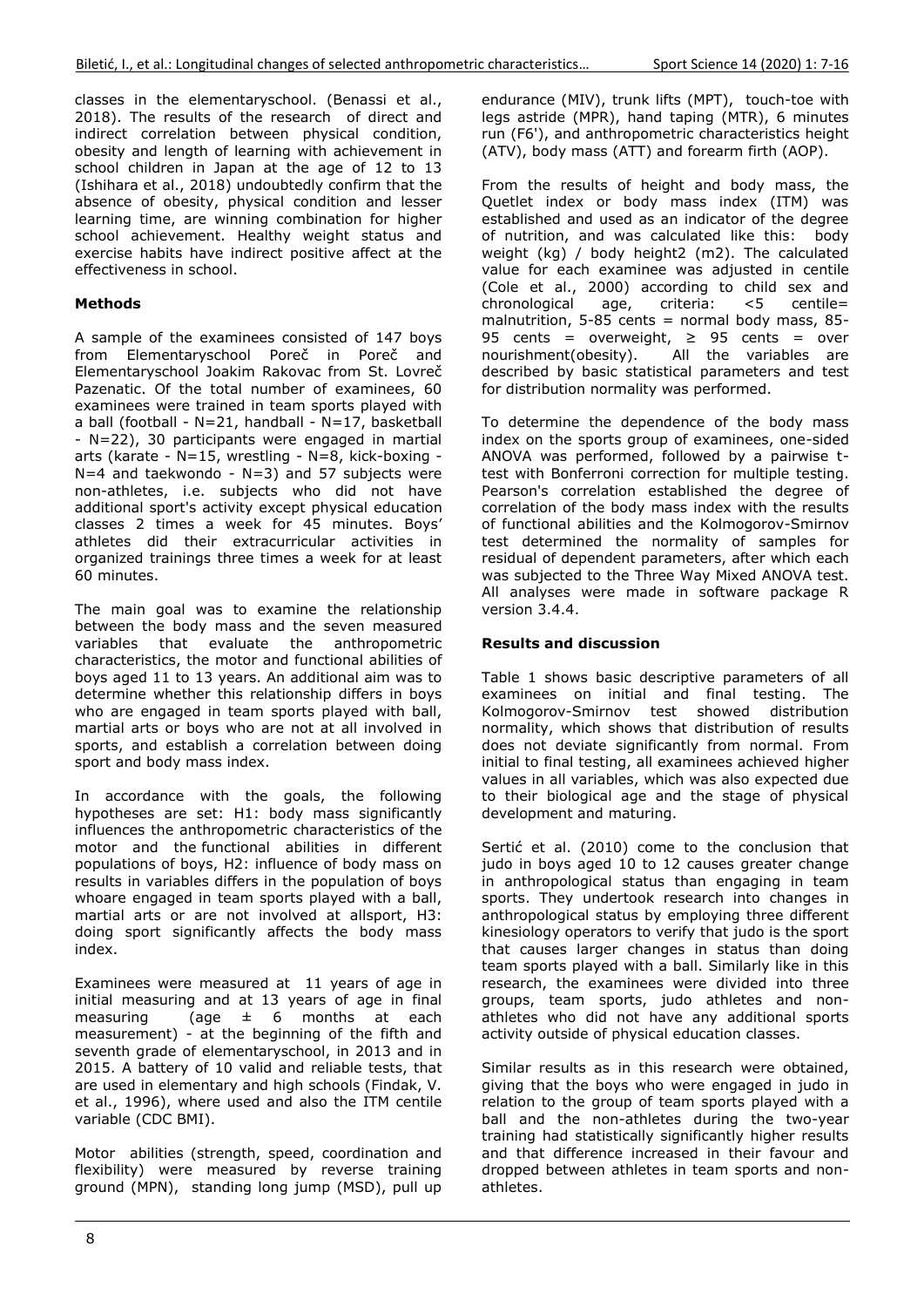classes in the elementaryschool. (Benassi et al., 2018). The results of the research of direct and indirect correlation between physical condition, obesity and length of learning with achievement in school children in Japan at the age of 12 to 13 (Ishihara et al., 2018) undoubtedly confirm that the absence of obesity, physical condition and lesser learning time, are winning combination for higher school achievement. Healthy weight status and exercise habits have indirect positive affect at the effectiveness in school.

## Methods

A sample of the examinees consisted of 147 boys from Elementaryschool Poreč in Poreč and Elementaryschool Joakim Rakovac from St. Lovreč Pazenatic. Of the total number of examinees, 60 examinees were trained in team sports played with a ball (football - N=21, handball - N=17, basketball - N=22), 30 participants were engaged in martial arts (karate - N=15, wrestling - N=8, kick-boxing - N=4 and taekwondo - N=3) and 57 subjects were non-athletes, i.e. subjects who did not have additional sport's activity except physical education classes 2 times a week for 45 minutes. Boys' athletes did their extracurricular activities in organized trainings three times a week for at least 60 minutes.

The main goal was to examine the relationship between the body mass and the seven measured variables that evaluate the anthropometric characteristics, the motor and functional abilities of boys aged 11 to 13 years. An additional aim was to determine whether this relationship differs in boys who are engaged in team sports played with ball, martial arts or boys who are not at all involved in sports, and establish a correlation between doing sport and body mass index.

In accordance with the goals, the following hypotheses are set: H1: body mass significantly influences the anthropometric characteristics of the motor and the functional abilities in different populations of boys, H2: influence of body mass on results in variables differs in the population of boys whoare engaged in team sports played with a ball, martial arts or are not involved at allsport, H3: doing sport significantly affects the body mass index.

Examinees were measured at 11 years of age in initial measuring and at 13 years of age in final measuring (age ± 6 months at each measurement) - at the beginning of the fifth and seventh grade of elementaryschool, in 2013 and in 2015. A battery of 10 valid and reliable tests, that are used in elementary and high schools (Findak, V. et al., 1996), where used and also the ITM centile variable (CDC BMI).

Motor abilities (strength, speed, coordination and flexibility) were measured by reverse training ground (MPN), standing long jump (MSD), pull up endurance (MIV), trunk lifts (MPT), touch-toe with legs astride (MPR), hand taping (MTR), 6 minutes run (F6'), and anthropometric characteristics height (ATV), body mass (ATT) and forearm firth (AOP).

From the results of height and body mass, the Quetlet index or body mass index (ITM) was established and used as an indicator of the degree of nutrition, and was calculated like this: body weight (kg) / body height2 (m2). The calculated value for each examinee was adjusted in centile (Cole et al., 2000) according to child sex and chronological age, criteria: <5 centile= malnutrition, 5-85 cents = normal body mass, 85-95 cents = overweight, ≥ 95 cents = over nourishment(obesity). All the variables are described by basic statistical parameters and test for distribution normality was performed.

To determine the dependence of the body mass index on the sports group of examinees, one-sided ANOVA was performed, followed by a pairwise t-test with Bonferroni correction for multiple testing. Pearson's correlation established the degree of correlation of the body mass index with the results of functional abilities and the Kolmogorov-Smirnov test determined the normality of samples for residual of dependent parameters, after which each was subjected to the Three Way Mixed ANOVA test. All analyses were made in software package R version 3.4.4.

## Results and discussion

Table 1 shows basic descriptive parameters of all examinees on initial and final testing. The Kolmogorov-Smirnov test showed distribution normality, which shows that distribution of results does not deviate significantly from normal. From initial to final testing, all examinees achieved higher values in all variables, which was also expected due to their biological age and the stage of physical development and maturing.

Sertić et al. (2010) come to the conclusion that judo in boys aged 10 to 12 causes greater change in anthropological status than engaging in team sports. They undertook research into changes in anthropological status by employing three different kinesiology operators to verify that judo is the sport that causes larger changes in status than doing team sports played with a ball. Similarly like in this research, the examinees were divided into three groups, team sports, judo athletes and non-athletes who did not have any additional sports activity outside of physical education classes.

Similar results as in this research were obtained, giving that the boys who were engaged in judo in relation to the group of team sports played with a ball and the non-athletes during the two-year training had statistically significantly higher results and that difference increased in their favour and dropped between athletes in team sports and non-athletes.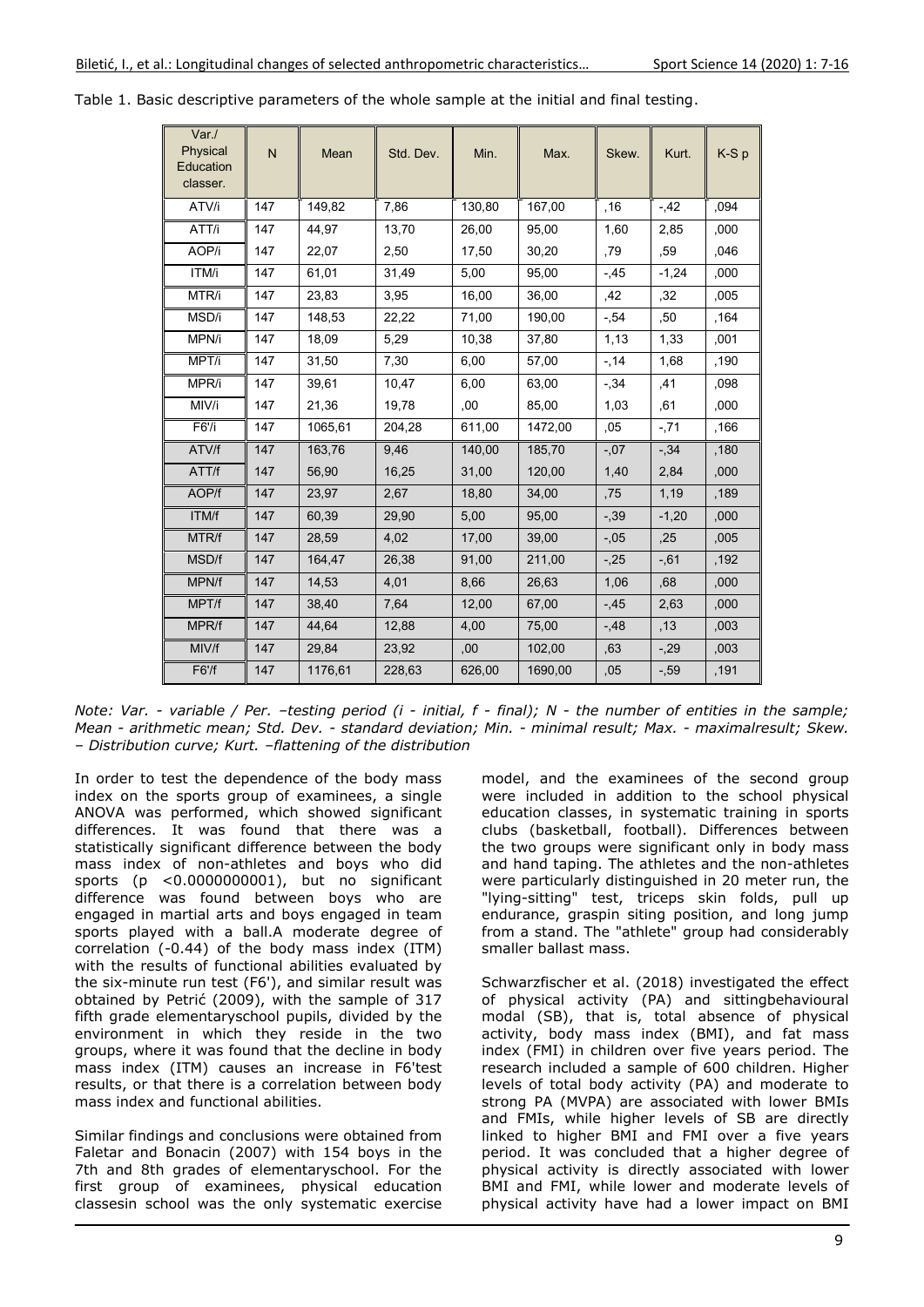Table 1. Basic descriptive parameters of the whole sample at the initial and final testing.

| Var./ Physical Education classer. | N | Mean | Std. Dev. | Min. | Max. | Skew. | Kurt. | K-S p |
|---|---|---|---|---|---|---|---|---|
| ATV/i | 147 | 149,82 | 7,86 | 130,80 | 167,00 | ,16 | -,42 | ,094 |
| ATT/i | 147 | 44,97 | 13,70 | 26,00 | 95,00 | 1,60 | 2,85 | ,000 |
| AOP/i | 147 | 22,07 | 2,50 | 17,50 | 30,20 | ,79 | ,59 | ,046 |
| ITM/i | 147 | 61,01 | 31,49 | 5,00 | 95,00 | -,45 | -1,24 | ,000 |
| MTR/i | 147 | 23,83 | 3,95 | 16,00 | 36,00 | ,42 | ,32 | ,005 |
| MSD/i | 147 | 148,53 | 22,22 | 71,00 | 190,00 | -,54 | ,50 | ,164 |
| MPN/i | 147 | 18,09 | 5,29 | 10,38 | 37,80 | 1,13 | 1,33 | ,001 |
| MPT/i | 147 | 31,50 | 7,30 | 6,00 | 57,00 | -,14 | 1,68 | ,190 |
| MPR/i | 147 | 39,61 | 10,47 | 6,00 | 63,00 | -,34 | ,41 | ,098 |
| MIV/i | 147 | 21,36 | 19,78 | ,00 | 85,00 | 1,03 | ,61 | ,000 |
| F6'/i | 147 | 1065,61 | 204,28 | 611,00 | 1472,00 | ,05 | -,71 | ,166 |
| ATV/f | 147 | 163,76 | 9,46 | 140,00 | 185,70 | -,07 | -,34 | ,180 |
| ATT/f | 147 | 56,90 | 16,25 | 31,00 | 120,00 | 1,40 | 2,84 | ,000 |
| AOP/f | 147 | 23,97 | 2,67 | 18,80 | 34,00 | ,75 | 1,19 | ,189 |
| ITM/f | 147 | 60,39 | 29,90 | 5,00 | 95,00 | -,39 | -1,20 | ,000 |
| MTR/f | 147 | 28,59 | 4,02 | 17,00 | 39,00 | -,05 | ,25 | ,005 |
| MSD/f | 147 | 164,47 | 26,38 | 91,00 | 211,00 | -,25 | -,61 | ,192 |
| MPN/f | 147 | 14,53 | 4,01 | 8,66 | 26,63 | 1,06 | ,68 | ,000 |
| MPT/f | 147 | 38,40 | 7,64 | 12,00 | 67,00 | -,45 | 2,63 | ,000 |
| MPR/f | 147 | 44,64 | 12,88 | 4,00 | 75,00 | -,48 | ,13 | ,003 |
| MIV/f | 147 | 29,84 | 23,92 | ,00 | 102,00 | ,63 | -,29 | ,003 |
| F6'/f | 147 | 1176,61 | 228,63 | 626,00 | 1690,00 | ,05 | -,59 | ,191 |

*Note: Var. - variable / Per. –testing period (i - initial, f - final); N - the number of entities in the sample; Mean - arithmetic mean; Std. Dev. - standard deviation; Min. - minimal result; Max. - maximalresult; Skew. – Distribution curve; Kurt. –flattening of the distribution*

In order to test the dependence of the body mass index on the sports group of examinees, a single ANOVA was performed, which showed significant differences. It was found that there was a statistically significant difference between the body mass index of non-athletes and boys who did sports ($p < 0.0000000001$), but no significant difference was found between boys who are engaged in martial arts and boys engaged in team sports played with a ball.A moderate degree of correlation (-0.44) of the body mass index (ITM) with the results of functional abilities evaluated by the six-minute run test (F6'), and similar result was obtained by Petrić (2009), with the sample of 317 fifth grade elementaryschool pupils, divided by the environment in which they reside in the two groups, where it was found that the decline in body mass index (ITM) causes an increase in F6'test results, or that there is a correlation between body mass index and functional abilities.

Similar findings and conclusions were obtained from Faletar and Bonacin (2007) with 154 boys in the 7th and 8th grades of elementaryschool. For the first group of examinees, physical education classesin school was the only systematic exercise model, and the examinees of the second group were included in addition to the school physical education classes, in systematic training in sports clubs (basketball, football). Differences between the two groups were significant only in body mass and hand taping. The athletes and the non-athletes were particularly distinguished in 20 meter run, the "lying-sitting" test, triceps skin folds, pull up endurance, graspin siting position, and long jump from a stand. The "athlete" group had considerably smaller ballast mass.

Schwarzfischer et al. (2018) investigated the effect of physical activity (PA) and sittingbehavioural modal (SB), that is, total absence of physical activity, body mass index (BMI), and fat mass index (FMI) in children over five years period. The research included a sample of 600 children. Higher levels of total body activity (PA) and moderate to strong PA (MVPA) are associated with lower BMIs and FMIs, while higher levels of SB are directly linked to higher BMI and FMI over a five years period. It was concluded that a higher degree of physical activity is directly associated with lower BMI and FMI, while lower and moderate levels of physical activity have had a lower impact on BMI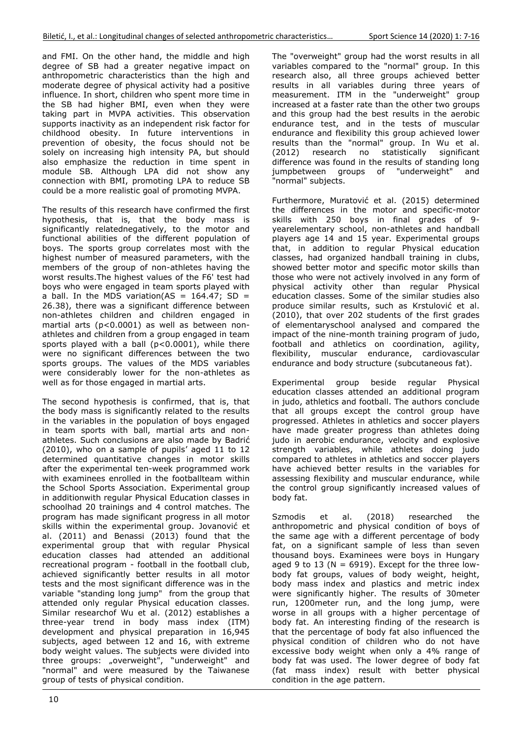and FMI. On the other hand, the middle and high degree of SB had a greater negative impact on anthropometric characteristics than the high and moderate degree of physical activity had a positive influence. In short, children who spent more time in the SB had higher BMI, even when they were taking part in MVPA activities. This observation supports inactivity as an independent risk factor for childhood obesity. In future interventions in prevention of obesity, the focus should not be solely on increasing high intensity PA, but should also emphasize the reduction in time spent in module SB. Although LPA did not show any connection with BMI, promoting LPA to reduce SB could be a more realistic goal of promoting MVPA.

The results of this research have confirmed the first hypothesis, that is, that the body mass is significantly relatednegatively, to the motor and functional abilities of the different population of boys. The sports group correlates most with the highest number of measured parameters, with the members of the group of non-athletes having the worst results.The highest values of the F6' test had boys who were engaged in team sports played with a ball. In the MDS variation(AS = 164.47; SD = 26.38), there was a significant difference between non-athletes children and children engaged in martial arts ($p<0.0001$) as well as between non-athletes and children from a group engaged in team sports played with a ball ($p<0.0001$), while there were no significant differences between the two sports groups. The values of the MDS variables were considerably lower for the non-athletes as well as for those engaged in martial arts.

The second hypothesis is confirmed, that is, that the body mass is significantly related to the results in the variables in the population of boys engaged in team sports with ball, martial arts and non-athletes. Such conclusions are also made by Badrić (2010), who on a sample of pupils' aged 11 to 12 determined quantitative changes in motor skills after the experimental ten-week programmed work with examinees enrolled in the footballteam within the School Sports Association. Experimental group in additionwith regular Physical Education classes in schoolhad 20 trainings and 4 control matches. The program has made significant progress in all motor skills within the experimental group. Jovanović et al. (2011) and Benassi (2013) found that the experimental group that with regular Physical education classes had attended an additional recreational program - football in the football club, achieved significantly better results in all motor tests and the most significant difference was in the variable "standing long jump" from the group that attended only regular Physical education classes. Similar researchof Wu et al. (2012) establishes a three-year trend in body mass index (ITM) development and physical preparation in 16,945 subjects, aged between 12 and 16, with extreme body weight values. The subjects were divided into three groups: „overweight", "underweight" and "normal" and were measured by the Taiwanese group of tests of physical condition.

The "overweight" group had the worst results in all variables compared to the "normal" group. In this research also, all three groups achieved better results in all variables during three years of measurement. ITM in the "underweight" group increased at a faster rate than the other two groups and this group had the best results in the aerobic endurance test, and in the tests of muscular endurance and flexibility this group achieved lower results than the "normal" group. In Wu et al. (2012) research no statistically significant difference was found in the results of standing long jumpbetween groups of "underweight" and "normal" subjects.

Furthermore, Muratović et al. (2015) determined the differences in the motor and specific-motor skills with 250 boys in final grades of 9-yearelementary school, non-athletes and handball players age 14 and 15 year. Experimental groups that, in addition to regular Physical education classes, had organized handball training in clubs, showed better motor and specific motor skills than those who were not actively involved in any form of physical activity other than regular Physical education classes. Some of the similar studies also produce similar results, such as Krstulović et al. (2010), that over 202 students of the first grades of elementaryschool analysed and compared the impact of the nine-month training program of judo, football and athletics on coordination, agility, flexibility, muscular endurance, cardiovascular endurance and body structure (subcutaneous fat).

Experimental group beside regular Physical education classes attended an additional program in judo, athletics and football. The authors conclude that all groups except the control group have progressed. Athletes in athletics and soccer players have made greater progress than athletes doing judo in aerobic endurance, velocity and explosive strength variables, while athletes doing judo compared to athletes in athletics and soccer players have achieved better results in the variables for assessing flexibility and muscular endurance, while the control group significantly increased values of body fat.

Szmodis et al. (2018) researched the anthropometric and physical condition of boys of the same age with a different percentage of body fat, on a significant sample of less than seven thousand boys. Examinees were boys in Hungary aged 9 to 13 (N = 6919). Except for the three low-body fat groups, values of body weight, height, body mass index and plastics and metric index were significantly higher. The results of 30meter run, 1200meter run, and the long jump, were worse in all groups with a higher percentage of body fat. An interesting finding of the research is that the percentage of body fat also influenced the physical condition of children who do not have excessive body weight when only a 4% range of body fat was used. The lower degree of body fat (fat mass index) result with better physical condition in the age pattern.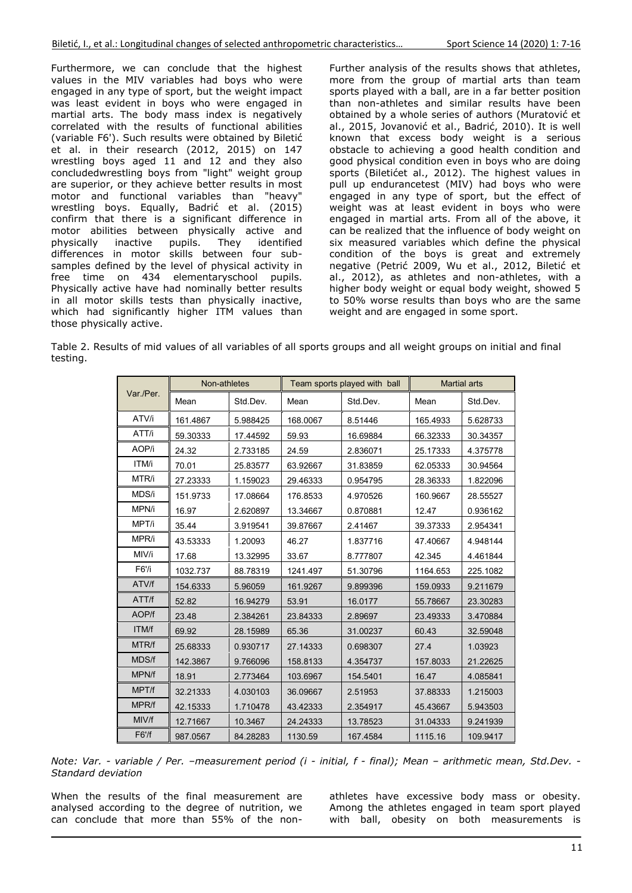Furthermore, we can conclude that the highest values in the MIV variables had boys who were engaged in any type of sport, but the weight impact was least evident in boys who were engaged in martial arts. The body mass index is negatively correlated with the results of functional abilities (variable F6'). Such results were obtained by Biletić et al. in their research (2012, 2015) on 147 wrestling boys aged 11 and 12 and they also concludedwrestling boys from "light" weight group are superior, or they achieve better results in most motor and functional variables than "heavy" wrestling boys. Equally, Badrić et al. (2015) confirm that there is a significant difference in motor abilities between physically active and physically inactive pupils. They identified differences in motor skills between four sub-samples defined by the level of physical activity in free time on 434 elementaryschool pupils. Physically active have had nominally better results in all motor skills tests than physically inactive, which had significantly higher ITM values than those physically active.

Further analysis of the results shows that athletes, more from the group of martial arts than team sports played with a ball, are in a far better position than non-athletes and similar results have been obtained by a whole series of authors (Muratović et al., 2015, Jovanović et al., Badrić, 2010). It is well known that excess body weight is a serious obstacle to achieving a good health condition and good physical condition even in boys who are doing sports (Biletićet al., 2012). The highest values in pull up endurancetest (MIV) had boys who were engaged in any type of sport, but the effect of weight was at least evident in boys who were engaged in martial arts. From all of the above, it can be realized that the influence of body weight on six measured variables which define the physical condition of the boys is great and extremely negative (Petrić 2009, Wu et al., 2012, Biletić et al., 2012), as athletes and non-athletes, with a higher body weight or equal body weight, showed 5 to 50% worse results than boys who are the same weight and are engaged in some sport.

Table 2. Results of mid values of all variables of all sports groups and all weight groups on initial and final testing.

| Var./Per. | Non-athletes | | Team sports played with ball | | Martial arts | |
|---|---|---|---|---|---|---|
| | Mean | Std.Dev. | Mean | Std.Dev. | Mean | Std.Dev. |
| ATV/i | 161.4867 | 5.988425 | 168.0067 | 8.51446 | 165.4933 | 5.628733 |
| ATT/i | 59.30333 | 17.44592 | 59.93 | 16.69884 | 66.32333 | 30.34357 |
| AOP/i | 24.32 | 2.733185 | 24.59 | 2.836071 | 25.17333 | 4.375778 |
| ITM/i | 70.01 | 25.83577 | 63.92667 | 31.83859 | 62.05333 | 30.94564 |
| MTR/i | 27.23333 | 1.159023 | 29.46333 | 0.954795 | 28.36333 | 1.822096 |
| MDS/i | 151.9733 | 17.08664 | 176.8533 | 4.970526 | 160.9667 | 28.55527 |
| MPN/i | 16.97 | 2.620897 | 13.34667 | 0.870881 | 12.47 | 0.936162 |
| MPT/i | 35.44 | 3.919541 | 39.87667 | 2.41467 | 39.37333 | 2.954341 |
| MPR/i | 43.53333 | 1.20093 | 46.27 | 1.837716 | 47.40667 | 4.948144 |
| MIV/i | 17.68 | 13.32995 | 33.67 | 8.777807 | 42.345 | 4.461844 |
| F6'/i | 1032.737 | 88.78319 | 1241.497 | 51.30796 | 1164.653 | 225.1082 |
| ATV/f | 154.6333 | 5.96059 | 161.9267 | 9.899396 | 159.0933 | 9.211679 |
| ATT/f | 52.82 | 16.94279 | 53.91 | 16.0177 | 55.78667 | 23.30283 |
| AOP/f | 23.48 | 2.384261 | 23.84333 | 2.89697 | 23.49333 | 3.470884 |
| ITM/f | 69.92 | 28.15989 | 65.36 | 31.00237 | 60.43 | 32.59048 |
| MTR/f | 25.68333 | 0.930717 | 27.14333 | 0.698307 | 27.4 | 1.03923 |
| MDS/f | 142.3867 | 9.766096 | 158.8133 | 4.354737 | 157.8033 | 21.22625 |
| MPN/f | 18.91 | 2.773464 | 103.6967 | 154.5401 | 16.47 | 4.085841 |
| MPT/f | 32.21333 | 4.030103 | 36.09667 | 2.51953 | 37.88333 | 1.215003 |
| MPR/f | 42.15333 | 1.710478 | 43.42333 | 2.354917 | 45.43667 | 5.943503 |
| MIV/f | 12.71667 | 10.3467 | 24.24333 | 13.78523 | 31.04333 | 9.241939 |
| F6'/f | 987.0567 | 84.28283 | 1130.59 | 167.4584 | 1115.16 | 109.9417 |

*Note: Var. - variable / Per. –measurement period (i - initial, f - final); Mean – arithmetic mean, Std.Dev. - Standard deviation*

When the results of the final measurement are analysed according to the degree of nutrition, we can conclude that more than 55% of the non-athletes have excessive body mass or obesity. Among the athletes engaged in team sport played with ball, obesity on both measurements is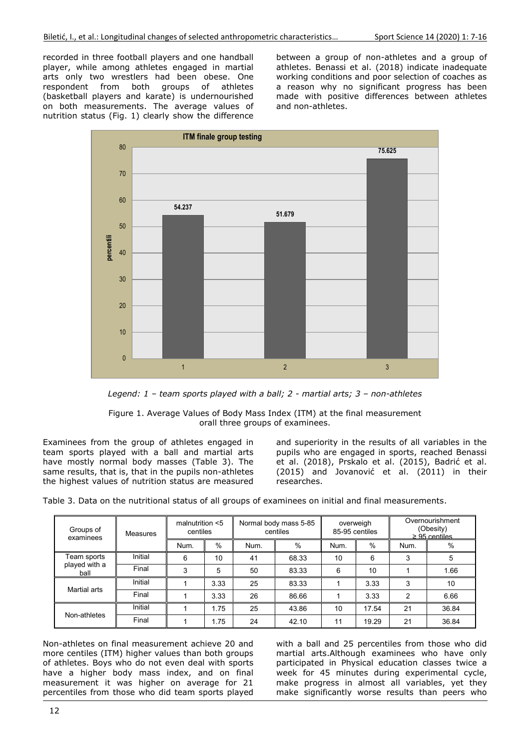recorded in three football players and one handball player, while among athletes engaged in martial arts only two wrestlers had been obese. One respondent from both groups of athletes (basketball players and karate) is undernourished on both measurements. The average values of nutrition status (Fig. 1) clearly show the difference between a group of non-athletes and a group of athletes. Benassi et al. (2018) indicate inadequate working conditions and poor selection of coaches as a reason why no significant progress has been made with positive differences between athletes and non-athletes.

*Legend: 1 – team sports played with a ball; 2 - martial arts; 3 – non-athletes*

Figure 1. Average Values of Body Mass Index (ITM) at the final measurement orall three groups of examinees.

Examinees from the group of athletes engaged in team sports played with a ball and martial arts have mostly normal body masses (Table 3). The same results, that is, that in the pupils non-athletes the highest values of nutrition status are measured and superiority in the results of all variables in the pupils who are engaged in sports, reached Benassi et al. (2018), Prskalo et al. (2015), Badrić et al. (2015) and Jovanović et al. (2011) in their researches.

Table 3. Data on the nutritional status of all groups of examinees on initial and final measurements.

| Groups of examinees | Measures | malnutrition <5 centiles | | Normal body mass 5-85 centiles | | overweigh 85-95 centiles | | Overnourishment (Obesity) ≥ 95 centiles | |
|---|---|---|---|---|---|---|---|---|---|
| | | Num. | % | Num. | % | Num. | % | Num. | % |
| Team sports played with a ball | Initial | 6 | 10 | 41 | 68.33 | 10 | 6 | 3 | 5 |
| | Final | 3 | 5 | 50 | 83.33 | 6 | 10 | 1 | 1.66 |
| Martial arts | Initial | 1 | 3.33 | 25 | 83.33 | 1 | 3.33 | 3 | 10 |
| | Final | 1 | 3.33 | 26 | 86.66 | 1 | 3.33 | 2 | 6.66 |
| Non-athletes | Initial | 1 | 1.75 | 25 | 43.86 | 10 | 17.54 | 21 | 36.84 |
| | Final | 1 | 1.75 | 24 | 42.10 | 11 | 19.29 | 21 | 36.84 |

Non-athletes on final measurement achieve 20 and more centiles (ITM) higher values than both groups of athletes. Boys who do not even deal with sports have a higher body mass index, and on final measurement it was higher on average for 21 percentiles from those who did team sports played with a ball and 25 percentiles from those who did martial arts.Although examinees who have only participated in Physical education classes twice a week for 45 minutes during experimental cycle, make progress in almost all variables, yet they make significantly worse results than peers who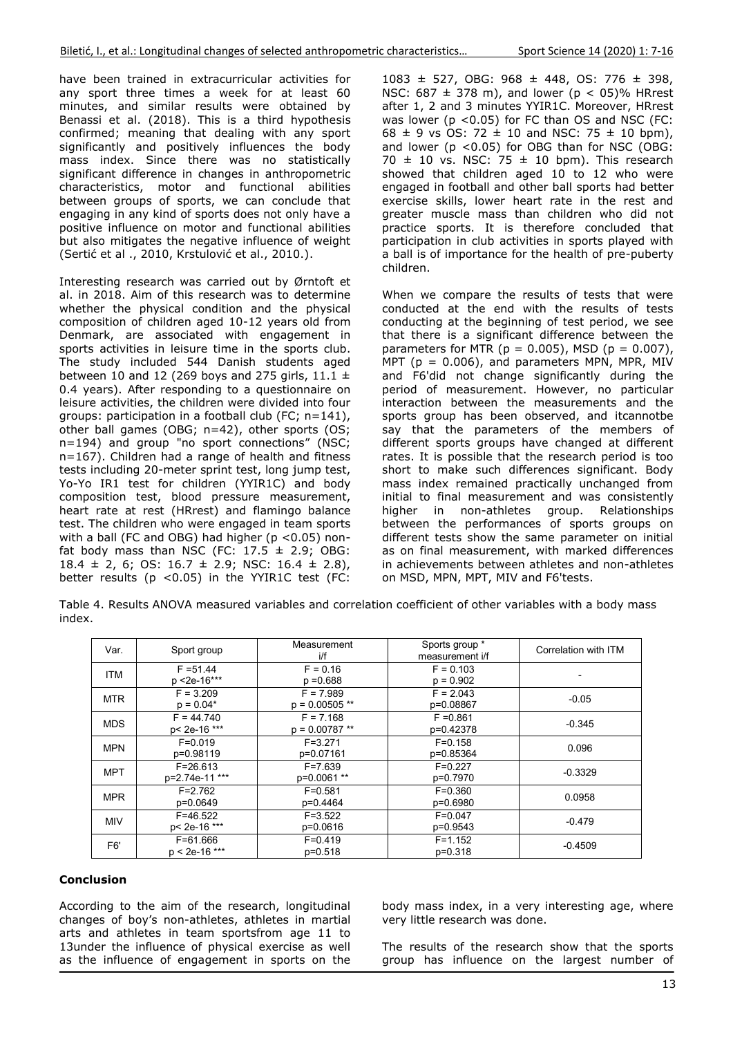have been trained in extracurricular activities for any sport three times a week for at least 60 minutes, and similar results were obtained by Benassi et al. (2018). This is a third hypothesis confirmed; meaning that dealing with any sport significantly and positively influences the body mass index. Since there was no statistically significant difference in changes in anthropometric characteristics, motor and functional abilities between groups of sports, we can conclude that engaging in any kind of sports does not only have a positive influence on motor and functional abilities but also mitigates the negative influence of weight (Sertić et al ., 2010, Krstulović et al., 2010.).

Interesting research was carried out by Ørntoft et al. in 2018. Aim of this research was to determine whether the physical condition and the physical composition of children aged 10-12 years old from Denmark, are associated with engagement in sports activities in leisure time in the sports club. The study included 544 Danish students aged between 10 and 12 (269 boys and 275 girls, 11.1 ± 0.4 years). After responding to a questionnaire on leisure activities, the children were divided into four groups: participation in a football club (FC; n=141), other ball games (OBG; n=42), other sports (OS; n=194) and group "no sport connections" (NSC; n=167). Children had a range of health and fitness tests including 20-meter sprint test, long jump test, Yo-Yo IR1 test for children (YYIR1C) and body composition test, blood pressure measurement, heart rate at rest (HRrest) and flamingo balance test. The children who were engaged in team sports with a ball (FC and OBG) had higher ($p < 0.05$) non-fat body mass than NSC (FC: 17.5 ± 2.9; OBG: 18.4 ± 2, 6; OS: 16.7 ± 2.9; NSC: 16.4 ± 2.8), better results ($p < 0.05$) in the YYIR1C test (FC: 1083 ± 527, OBG: 968 ± 448, OS: 776 ± 398, NSC: 687 ± 378 m), and lower (p < 05)% HRrest after 1, 2 and 3 minutes YYIR1C. Moreover, HRrest was lower ($p < 0.05$) for FC than OS and NSC (FC: 68 ± 9 vs OS: 72 ± 10 and NSC: 75 ± 10 bpm), and lower ($p < 0.05$) for OBG than for NSC (OBG: 70 ± 10 vs. NSC: 75 ± 10 bpm). This research showed that children aged 10 to 12 who were engaged in football and other ball sports had better exercise skills, lower heart rate in the rest and greater muscle mass than children who did not practice sports. It is therefore concluded that participation in club activities in sports played with a ball is of importance for the health of pre-puberty children.

When we compare the results of tests that were conducted at the end with the results of tests conducting at the beginning of test period, we see that there is a significant difference between the parameters for MTR ($p = 0.005$), MSD ($p = 0.007$), MPT ($p = 0.006$), and parameters MPN, MPR, MIV and F6'did not change significantly during the period of measurement. However, no particular interaction between the measurements and the sports group has been observed, and itcannotbe say that the parameters of the members of different sports groups have changed at different rates. It is possible that the research period is too short to make such differences significant. Body mass index remained practically unchanged from initial to final measurement and was consistently higher in non-athletes group. Relationships between the performances of sports groups on different tests show the same parameter on initial as on final measurement, with marked differences in achievements between athletes and non-athletes on MSD, MPN, MPT, MIV and F6'tests.

Table 4. Results ANOVA measured variables and correlation coefficient of other variables with a body mass index.

| Var. | Sport group | Measurement i/f | Sports group * measurement i/f | Correlation with ITM |
|---|---|---|---|---|
| ITM | F =51.44 p <2e-16*** | F = 0.16 p =0.688 | F = 0.103 p = 0.902 | - |
| MTR | F = 3.209 p = 0.04* | F = 7.989 p = 0.00505 ** | F = 2.043 p=0.08867 | -0.05 |
| MDS | F = 44.740 p< 2e-16 *** | F = 7.168 p = 0.00787 ** | F =0.861 p=0.42378 | -0.345 |
| MPN | F=0.019 p=0.98119 | F=3.271 p=0.07161 | F=0.158 p=0.85364 | 0.096 |
| MPT | F=26.613 p=2.74e-11 *** | F=7.639 p=0.0061 ** | F=0.227 p=0.7970 | -0.3329 |
| MPR | F=2.762 p=0.0649 | F=0.581 p=0.4464 | F=0.360 p=0.6980 | 0.0958 |
| MIV | F=46.522 p< 2e-16 *** | F=3.522 p=0.0616 | F=0.047 p=0.9543 | -0.479 |
| F6' | F=61.666 p < 2e-16 *** | F=0.419 p=0.518 | F=1.152 p=0.318 | -0.4509 |

## Conclusion

According to the aim of the research, longitudinal changes of boy's non-athletes, athletes in martial arts and athletes in team sportsfrom age 11 to 13under the influence of physical exercise as well as the influence of engagement in sports on the body mass index, in a very interesting age, where very little research was done.

The results of the research show that the sports group has influence on the largest number of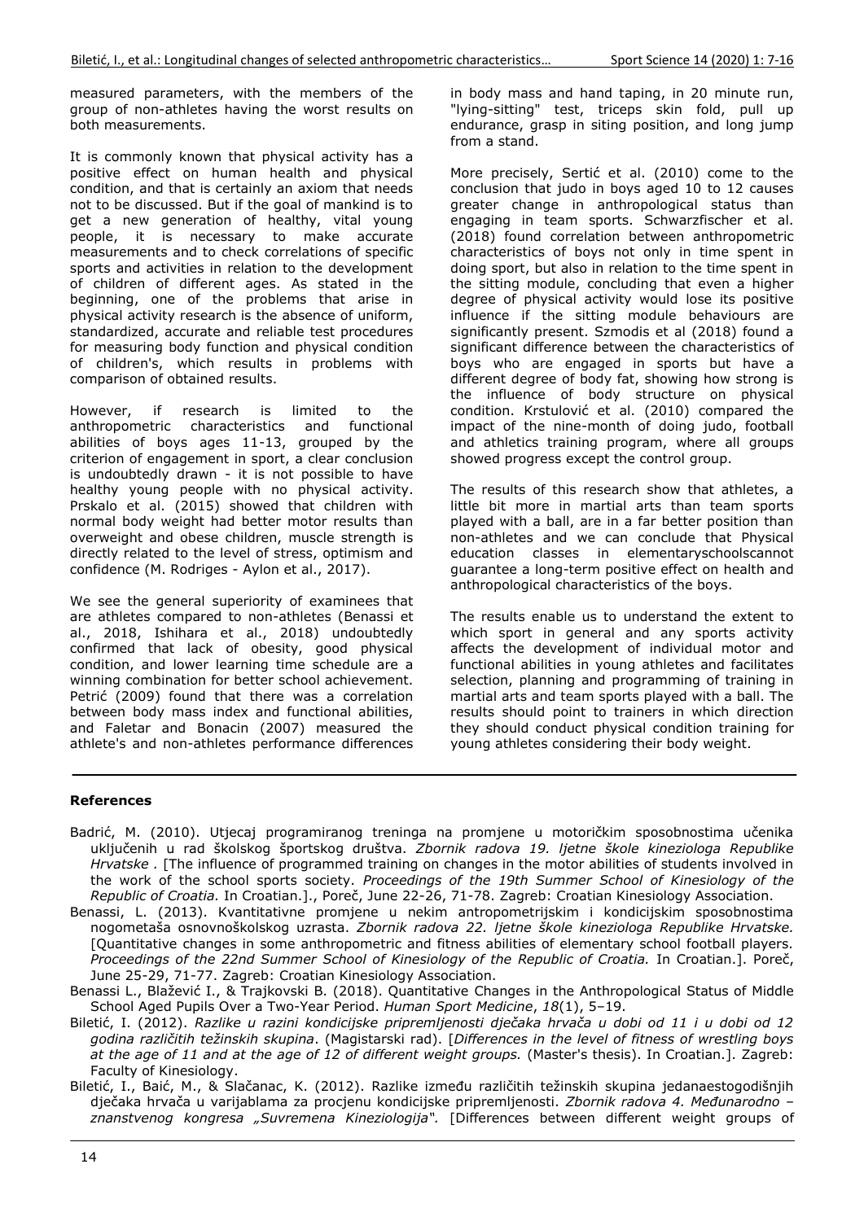measured parameters, with the members of the group of non-athletes having the worst results on both measurements.

It is commonly known that physical activity has a positive effect on human health and physical condition, and that is certainly an axiom that needs not to be discussed. But if the goal of mankind is to get a new generation of healthy, vital young people, it is necessary to make accurate measurements and to check correlations of specific sports and activities in relation to the development of children of different ages. As stated in the beginning, one of the problems that arise in physical activity research is the absence of uniform, standardized, accurate and reliable test procedures for measuring body function and physical condition of children's, which results in problems with comparison of obtained results.

However, if research is limited to the anthropometric characteristics and functional abilities of boys ages 11-13, grouped by the criterion of engagement in sport, a clear conclusion is undoubtedly drawn - it is not possible to have healthy young people with no physical activity. Prskalo et al. (2015) showed that children with normal body weight had better motor results than overweight and obese children, muscle strength is directly related to the level of stress, optimism and confidence (M. Rodriges - Aylon et al., 2017).

We see the general superiority of examinees that are athletes compared to non-athletes (Benassi et al., 2018, Ishihara et al., 2018) undoubtedly confirmed that lack of obesity, good physical condition, and lower learning time schedule are a winning combination for better school achievement. Petrić (2009) found that there was a correlation between body mass index and functional abilities, and Faletar and Bonacin (2007) measured the athlete's and non-athletes performance differences in body mass and hand taping, in 20 minute run, "lying-sitting" test, triceps skin fold, pull up endurance, grasp in siting position, and long jump from a stand.

More precisely, Sertić et al. (2010) come to the conclusion that judo in boys aged 10 to 12 causes greater change in anthropological status than engaging in team sports. Schwarzfischer et al. (2018) found correlation between anthropometric characteristics of boys not only in time spent in doing sport, but also in relation to the time spent in the sitting module, concluding that even a higher degree of physical activity would lose its positive influence if the sitting module behaviours are significantly present. Szmodis et al (2018) found a significant difference between the characteristics of boys who are engaged in sports but have a different degree of body fat, showing how strong is the influence of body structure on physical condition. Krstulović et al. (2010) compared the impact of the nine-month of doing judo, football and athletics training program, where all groups showed progress except the control group.

The results of this research show that athletes, a little bit more in martial arts than team sports played with a ball, are in a far better position than non-athletes and we can conclude that Physical education classes in elementaryschoolscannot guarantee a long-term positive effect on health and anthropological characteristics of the boys.

The results enable us to understand the extent to which sport in general and any sports activity affects the development of individual motor and functional abilities in young athletes and facilitates selection, planning and programming of training in martial arts and team sports played with a ball. The results should point to trainers in which direction they should conduct physical condition training for young athletes considering their body weight.

## References

Badrić, M. (2010). Utjecaj programiranog treninga na promjene u motoričkim sposobnostima učenika uključenih u rad školskog športskog društva. *Zbornik radova 19. ljetne škole kineziologa Republike Hrvatske .* [The influence of programmed training on changes in the motor abilities of students involved in the work of the school sports society. *Proceedings of the 19th Summer School of Kinesiology of the Republic of Croatia.* In Croatian.]., Poreč, June 22-26, 71-78. Zagreb: Croatian Kinesiology Association.

Benassi, L. (2013). Kvantitativne promjene u nekim antropometrijskim i kondicijskim sposobnostima nogometaša osnovnoškolskog uzrasta. *Zbornik radova 22. ljetne škole kineziologa Republike Hrvatske.* [Quantitative changes in some anthropometric and fitness abilities of elementary school football players. *Proceedings of the 22nd Summer School of Kinesiology of the Republic of Croatia.* In Croatian.]. Poreč, June 25-29, 71-77. Zagreb: Croatian Kinesiology Association.

Benassi L., Blažević I., & Trajkovski B. (2018). Quantitative Changes in the Anthropological Status of Middle School Aged Pupils Over a Two-Year Period. *Human Sport Medicine*, *18*(1), 5–19.

Biletić, I. (2012). *Razlike u razini kondicijske pripremljenosti dječaka hrvača u dobi od 11 i u dobi od 12 godina različitih težinskih skupina*. (Magistarski rad). [*Differences in the level of fitness of wrestling boys at the age of 11 and at the age of 12 of different weight groups.* (Master's thesis). In Croatian.]. Zagreb: Faculty of Kinesiology.

Biletić, I., Baić, M., & Slačanac, K. (2012). Razlike između različitih težinskih skupina jedanaestogodišnjih dječaka hrvača u varijablama za procjenu kondicijske pripremljenosti. *Zbornik radova 4. Međunarodno – znanstvenog kongresa „Suvremena Kineziologija".* [Differences between different weight groups of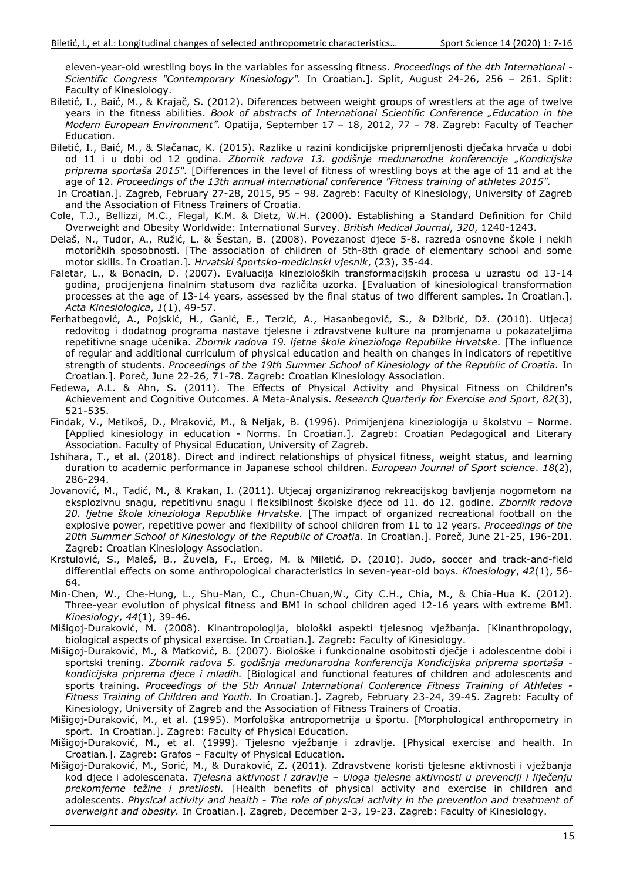eleven-year-old wrestling boys in the variables for assessing fitness. *Proceedings of the 4th International - Scientific Congress "Contemporary Kinesiology".* In Croatian.]. Split, August 24-26, 256 – 261. Split: Faculty of Kinesiology.

Biletić, I., Baić, M., & Krajač, S. (2012). Diferences between weight groups of wrestlers at the age of twelve years in the fitness abilities. *Book of abstracts of International Scientific Conference „Education in the Modern European Environment".* Opatija, September 17 – 18, 2012, 77 – 78. Zagreb: Faculty of Teacher Education.

Biletić, I., Baić, M., & Slačanac, K. (2015). Razlike u razini kondicijske pripremljenosti dječaka hrvača u dobi od 11 i u dobi od 12 godina. *Zbornik radova 13. godišnje međunarodne konferencije „Kondicijska priprema sportaša 2015".* [Differences in the level of fitness of wrestling boys at the age of 11 and at the age of 12. *Proceedings of the 13th annual international conference "Fitness training of athletes 2015".* In Croatian.]. Zagreb, February 27-28, 2015, 95 – 98. Zagreb: Faculty of Kinesiology, University of Zagreb and the Association of Fitness Trainers of Croatia.

Cole, T.J., Bellizzi, M.C., Flegal, K.M. & Dietz, W.H. (2000). Establishing a Standard Definition for Child Overweight and Obesity Worldwide: International Survey. *British Medical Journal*, *320*, 1240-1243.

Delaš, N., Tudor, A., Ružić, L. & Šestan, B. (2008). Povezanost djece 5-8. razreda osnovne škole i nekih motoričkih sposobnosti. [The association of children of 5th-8th grade of elementary school and some motor skills. In Croatian.]. *Hrvatski športsko-medicinski vjesnik*, (23), 35-44.

Faletar, L., & Bonacin, D. (2007). Evaluacija kinezioloških transformacijskih procesa u uzrastu od 13-14 godina, procijenjena finalnim statusom dva različita uzorka. [Evaluation of kinesiological transformation processes at the age of 13-14 years, assessed by the final status of two different samples. In Croatian.]. *Acta Kinesiologica*, *1*(1), 49-57.

Ferhatbegović, A., Pojskić, H., Ganić, E., Terzić, A., Hasanbegović, S., & Džibrić, Dž. (2010). Utjecaj redovitog i dodatnog programa nastave tjelesne i zdravstvene kulture na promjenama u pokazateljima repetitivne snage učenika. *Zbornik radova 19. ljetne škole kineziologa Republike Hrvatske.* [The influence of regular and additional curriculum of physical education and health on changes in indicators of repetitive strength of students. *Proceedings of the 19th Summer School of Kinesiology of the Republic of Croatia.* In Croatian.]. Poreč, June 22-26, 71-78. Zagreb: Croatian Kinesiology Association.

Fedewa, A.L. & Ahn, S. (2011). The Effects of Physical Activity and Physical Fitness on Children's Achievement and Cognitive Outcomes. A Meta-Analysis. *Research Quarterly for Exercise and Sport*, *82*(3), 521-535.

Findak, V., Metikoš, D., Mraković, M., & Neljak, B. (1996). Primijenjena kineziologija u školstvu – Norme. [Applied kinesiology in education - Norms. In Croatian.]. Zagreb: Croatian Pedagogical and Literary Association. Faculty of Physical Education, University of Zagreb.

Ishihara, T., et al. (2018). Direct and indirect relationships of physical fitness, weight status, and learning duration to academic performance in Japanese school children. *European Journal of Sport science*. *18*(2), 286-294.

Jovanović, M., Tadić, M., & Krakan, I. (2011). Utjecaj organiziranog rekreacijskog bavljenja nogometom na eksplozivnu snagu, repetitivnu snagu i fleksibilnost školske djece od 11. do 12. godine. *Zbornik radova 20. ljetne škole kineziologa Republike Hrvatske.* [The impact of organized recreational football on the explosive power, repetitive power and flexibility of school children from 11 to 12 years. *Proceedings of the 20th Summer School of Kinesiology of the Republic of Croatia.* In Croatian.]. Poreč, June 21-25, 196-201. Zagreb: Croatian Kinesiology Association.

Krstulović, S., Maleš, B., Žuvela, F., Erceg, M. & Miletić, Đ. (2010). Judo, soccer and track-and-field differential effects on some anthropological characteristics in seven-year-old boys. *Kinesiology*, *42*(1), 56-64.

Min-Chen, W., Che-Hung, L., Shu-Man, C., Chun-Chuan,W., City C.H., Chia, M., & Chia-Hua K. (2012). Three-year evolution of physical fitness and BMI in school children aged 12-16 years with extreme BMI. *Kinesiology*, *44*(1), 39-46.

Mišigoj-Duraković, M. (2008). Kinantropologija, biološki aspekti tjelesnog vježbanja. [Kinanthropology, biological aspects of physical exercise. In Croatian.]. Zagreb: Faculty of Kinesiology.

Mišigoj-Duraković, M., & Matković, B. (2007). Biološke i funkcionalne osobitosti dječje i adolescentne dobi i sportski trening. *Zbornik radova 5. godišnja međunarodna konferencija Kondicijska priprema sportaša - kondicijska priprema djece i mladih.* [Biological and functional features of children and adolescents and sports training. *Proceedings of the 5th Annual International Conference Fitness Training of Athletes - Fitness Training of Children and Youth.* In Croatian.]. Zagreb, February 23-24, 39-45. Zagreb: Faculty of Kinesiology, University of Zagreb and the Association of Fitness Trainers of Croatia.

Mišigoj-Duraković, M., et al. (1995). Morfološka antropometrija u športu. [Morphological anthropometry in sport. In Croatian.]. Zagreb: Faculty of Physical Education.

Mišigoj-Duraković, M., et al. (1999). Tjelesno vježbanje i zdravlje. [Physical exercise and health. In Croatian.]. Zagreb: Grafos – Faculty of Physical Education.

Mišigoj-Duraković, M., Sorić, M., & Duraković, Z. (2011). Zdravstvene koristi tjelesne aktivnosti i vježbanja kod djece i adolescenata. *Tjelesna aktivnost i zdravlje – Uloga tjelesne aktivnosti u prevenciji i liječenju prekomjerne težine i pretilosti.* [Health benefits of physical activity and exercise in children and adolescents. *Physical activity and health - The role of physical activity in the prevention and treatment of overweight and obesity.* In Croatian.]. Zagreb, December 2-3, 19-23. Zagreb: Faculty of Kinesiology.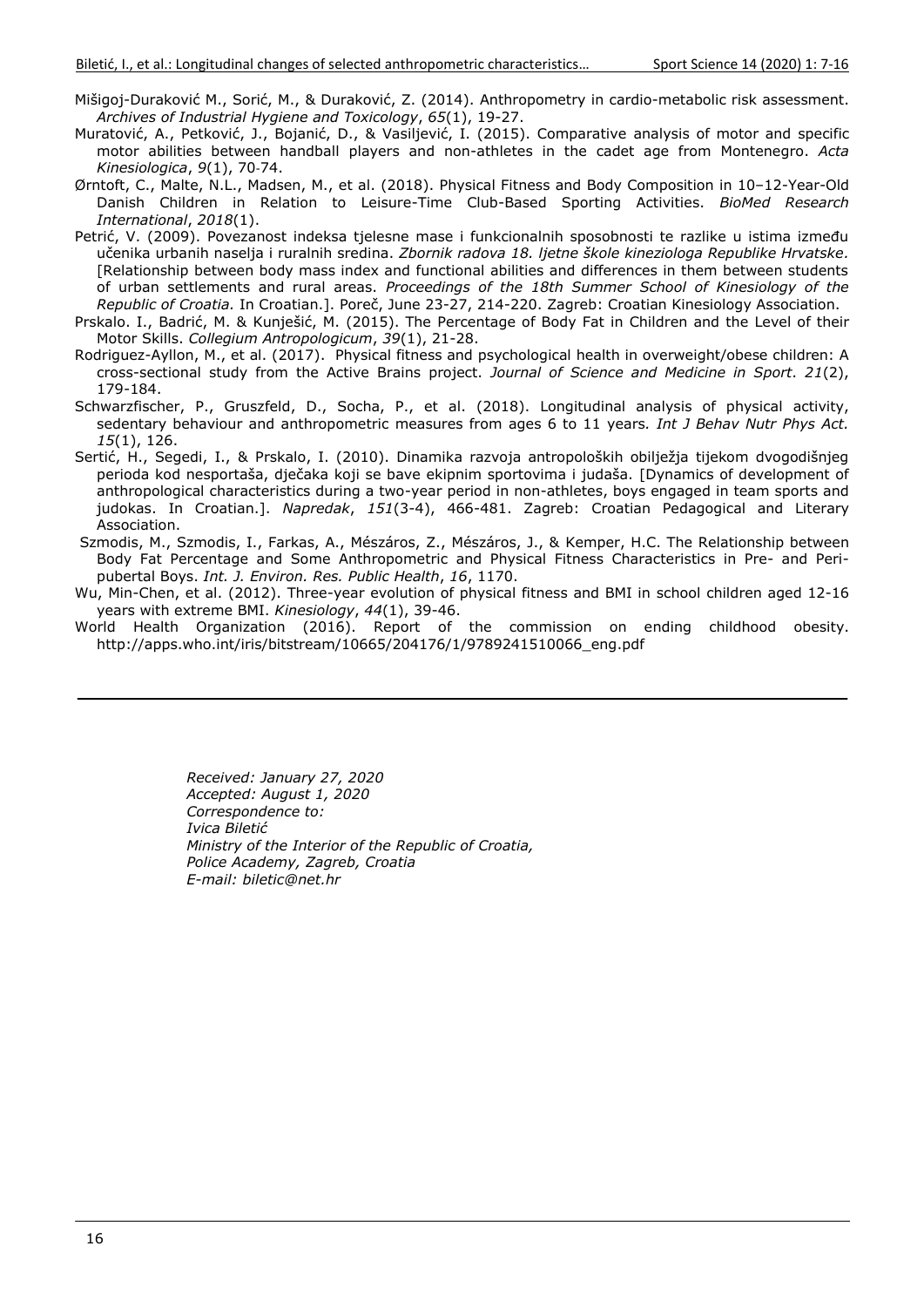Mišigoj-Duraković M., Sorić, M., & Duraković, Z. (2014). Anthropometry in cardio-metabolic risk assessment. *Archives of Industrial Hygiene and Toxicology*, *65*(1), 19-27.

Muratović, A., Petković, J., Bojanić, D., & Vasiljević, I. (2015). Comparative analysis of motor and specific motor abilities between handball players and non-athletes in the cadet age from Montenegro. *Acta Kinesiologica*, *9*(1), 70-74.

Ørntoft, C., Malte, N.L., Madsen, M., et al. (2018). Physical Fitness and Body Composition in 10–12-Year-Old Danish Children in Relation to Leisure-Time Club-Based Sporting Activities. *BioMed Research International*, *2018*(1).

Petrić, V. (2009). Povezanost indeksa tjelesne mase i funkcionalnih sposobnosti te razlike u istima između učenika urbanih naselja i ruralnih sredina. *Zbornik radova 18. ljetne škole kineziologa Republike Hrvatske.* [Relationship between body mass index and functional abilities and differences in them between students of urban settlements and rural areas. *Proceedings of the 18th Summer School of Kinesiology of the Republic of Croatia.* In Croatian.]. Poreč, June 23-27, 214-220. Zagreb: Croatian Kinesiology Association.

Prskalo. I., Badrić, M. & Kunješić, M. (2015). The Percentage of Body Fat in Children and the Level of their Motor Skills. *Collegium Antropologicum*, *39*(1), 21-28.

Rodriguez-Ayllon, M., et al. (2017). Physical fitness and psychological health in overweight/obese children: A cross-sectional study from the Active Brains project. *Journal of Science and Medicine in Sport*. *21*(2), 179-184.

Schwarzfischer, P., Gruszfeld, D., Socha, P., et al. (2018). Longitudinal analysis of physical activity, sedentary behaviour and anthropometric measures from ages 6 to 11 years. *Int J Behav Nutr Phys Act.* *15*(1), 126.

Sertić, H., Segedi, I., & Prskalo, I. (2010). Dinamika razvoja antropoloških obilježja tijekom dvogodišnjeg perioda kod nesportaša, dječaka koji se bave ekipnim sportovima i judaša. [Dynamics of development of anthropological characteristics during a two-year period in non-athletes, boys engaged in team sports and judokas. In Croatian.]. *Napredak*, *151*(3-4), 466-481. Zagreb: Croatian Pedagogical and Literary Association.

Szmodis, M., Szmodis, I., Farkas, A., Mészáros, Z., Mészáros, J., & Kemper, H.C. The Relationship between Body Fat Percentage and Some Anthropometric and Physical Fitness Characteristics in Pre- and Peri-pubertal Boys. *Int. J. Environ. Res. Public Health*, *16*, 1170.

Wu, Min-Chen, et al. (2012). Three-year evolution of physical fitness and BMI in school children aged 12-16 years with extreme BMI. *Kinesiology*, *44*(1), 39-46.

World Health Organization (2016). Report of the commission on ending childhood obesity. http://apps.who.int/iris/bitstream/10665/204176/1/9789241510066_eng.pdf

---

*Received: January 27, 2020*
*Accepted: August 1, 2020*
*Correspondence to:*
*Ivica Biletić*
*Ministry of the Interior of the Republic of Croatia,*
*Police Academy, Zagreb, Croatia*
*E-mail: biletic@net.hr*